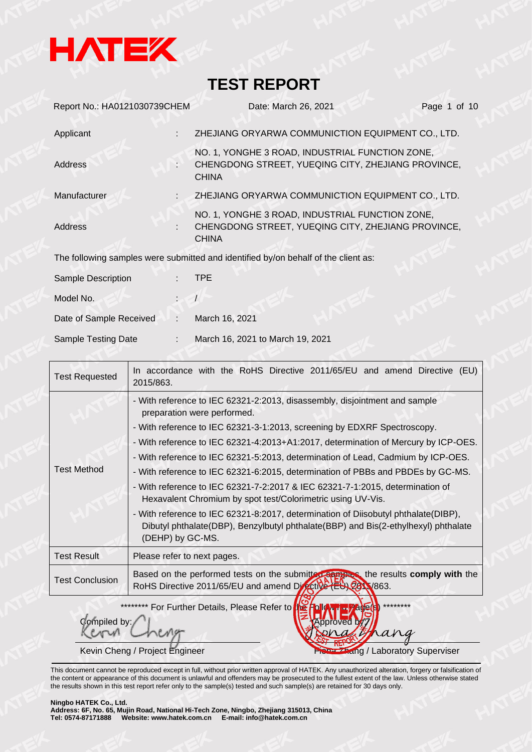HATEK

# TEST REPORT

Report No.: HA0121030739CHEM    Date: March 26, 2021

| | | |
|---|---|---|
| Applicant | : | ZHEJIANG ORYARWA COMMUNICTION EQUIPMENT CO., LTD. |
| Address | : | NO. 1, YONGHE 3 ROAD, INDUSTRIAL FUNCTION ZONE, CHENGDONG STREET, YUEQING CITY, ZHEJIANG PROVINCE, CHINA |
| Manufacturer | : | ZHEJIANG ORYARWA COMMUNICTION EQUIPMENT CO., LTD. |
| Address | : | NO. 1, YONGHE 3 ROAD, INDUSTRIAL FUNCTION ZONE, CHENGDONG STREET, YUEQING CITY, ZHEJIANG PROVINCE, CHINA |

The following samples were submitted and identified by/on behalf of the client as:

| | | |
|---|---|---|
| Sample Description | : | TPE |
| Model No. | : | / |
| Date of Sample Received | : | March 16, 2021 |
| Sample Testing Date | : | March 16, 2021 to March 19, 2021 |

| | |
|---|---|
| Test Requested | In accordance with the RoHS Directive 2011/65/EU and amend Directive (EU) 2015/863. |
| Test Method | - With reference to IEC 62321-2:2013, disassembly, disjointment and sample preparation were performed.<br>- With reference to IEC 62321-3-1:2013, screening by EDXRF Spectroscopy.<br>- With reference to IEC 62321-4:2013+A1:2017, determination of Mercury by ICP-OES.<br>- With reference to IEC 62321-5:2013, determination of Lead, Cadmium by ICP-OES.<br>- With reference to IEC 62321-6:2015, determination of PBBs and PBDEs by GC-MS.<br>- With reference to IEC 62321-7-2:2017 & IEC 62321-7-1:2015, determination of Hexavalent Chromium by spot test/Colorimetric using UV-Vis.<br>- With reference to IEC 62321-8:2017, determination of Diisobutyl phthalate(DIBP), Dibutyl phthalate(DBP), Benzylbutyl phthalate(BBP) and Bis(2-ethylhexyl) phthalate (DEHP) by GC-MS. |
| Test Result | Please refer to next pages. |
| Test Conclusion | Based on the performed tests on the submitted samples, the results **comply with** the RoHS Directive 2011/65/EU and amend Directive (EU) 2015/863. |

******** For Further Details, Please Refer to the Following Page(s) ********

Compiled by: Kevin Cheng

Kevin Cheng / Project Engineer

Approved by: Fiona Zhang

Fiona Zhang / Laboratory Superviser

This document cannot be reproduced except in full, without prior written approval of HATEK. Any unauthorized alteration, forgery or falsification of the content or appearance of this document is unlawful and offenders may be prosecuted to the fullest extent of the law. Unless otherwise stated the results shown in this test report refer only to the sample(s) tested and such sample(s) are retained for 30 days only.

**Ningbo HATEK Co., Ltd.**
**Address: 6F, No. 65, Mujin Road, National Hi-Tech Zone, Ningbo, Zhejiang 315013, China**
**Tel: 0574-87171888 Website: www.hatek.com.cn E-mail: info@hatek.com.cn**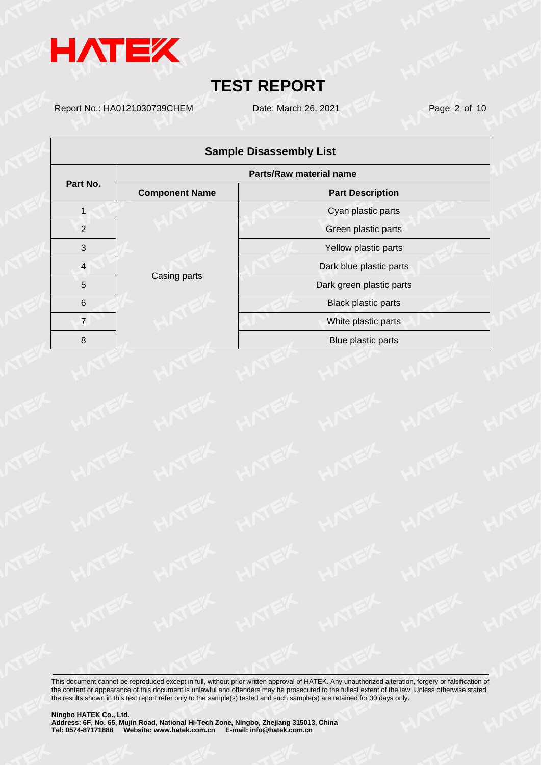| Sample Disassembly List | | |
|---|---|---|
| Part No. | Parts/Raw material name | |
| | Component Name | Part Description |
| 1 | Casing parts | Cyan plastic parts |
| 2 | | Green plastic parts |
| 3 | | Yellow plastic parts |
| 4 | | Dark blue plastic parts |
| 5 | | Dark green plastic parts |
| 6 | | Black plastic parts |
| 7 | | White plastic parts |
| 8 | | Blue plastic parts |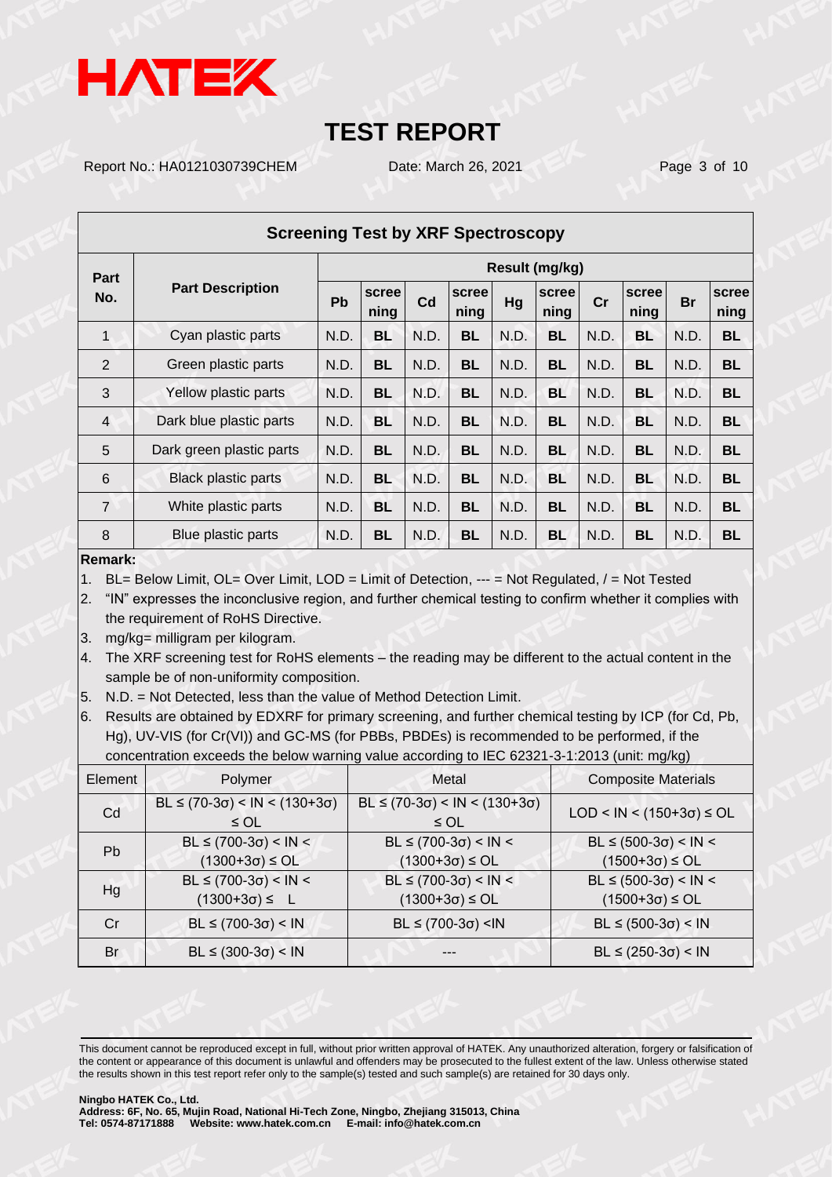# TEST REPORT

Report No.: HA0121030739CHEM Date: March 26, 2021

## Screening Test by XRF Spectroscopy

| Part No. | Part Description | Result (mg/kg) | | | | | | | | | |
|---|---|---|---|---|---|---|---|---|---|---|---|
| | | Pb | screening | Cd | screening | Hg | screening | Cr | screening | Br | screening |
| 1 | Cyan plastic parts | N.D. | **BL** | N.D. | **BL** | N.D. | **BL** | N.D. | **BL** | N.D. | **BL** |
| 2 | Green plastic parts | N.D. | **BL** | N.D. | **BL** | N.D. | **BL** | N.D. | **BL** | N.D. | **BL** |
| 3 | Yellow plastic parts | N.D. | **BL** | N.D. | **BL** | N.D. | **BL** | N.D. | **BL** | N.D. | **BL** |
| 4 | Dark blue plastic parts | N.D. | **BL** | N.D. | **BL** | N.D. | **BL** | N.D. | **BL** | N.D. | **BL** |
| 5 | Dark green plastic parts | N.D. | **BL** | N.D. | **BL** | N.D. | **BL** | N.D. | **BL** | N.D. | **BL** |
| 6 | Black plastic parts | N.D. | **BL** | N.D. | **BL** | N.D. | **BL** | N.D. | **BL** | N.D. | **BL** |
| 7 | White plastic parts | N.D. | **BL** | N.D. | **BL** | N.D. | **BL** | N.D. | **BL** | N.D. | **BL** |
| 8 | Blue plastic parts | N.D. | **BL** | N.D. | **BL** | N.D. | **BL** | N.D. | **BL** | N.D. | **BL** |

**Remark:**

1. BL= Below Limit, OL= Over Limit, LOD = Limit of Detection, --- = Not Regulated, / = Not Tested
2. "IN" expresses the inconclusive region, and further chemical testing to confirm whether it complies with the requirement of RoHS Directive.
3. mg/kg= milligram per kilogram.
4. The XRF screening test for RoHS elements – the reading may be different to the actual content in the sample be of non-uniformity composition.
5. N.D. = Not Detected, less than the value of Method Detection Limit.
6. Results are obtained by EDXRF for primary screening, and further chemical testing by ICP (for Cd, Pb, Hg), UV-VIS (for Cr(VI)) and GC-MS (for PBBs, PBDEs) is recommended to be performed, if the concentration exceeds the below warning value according to IEC 62321-3-1:2013 (unit: mg/kg)

| Element | Polymer | Metal | Composite Materials |
|---|---|---|---|
| Cd | BL ≤ (70-3σ) < IN < (130+3σ) ≤ OL | BL ≤ (70-3σ) < IN < (130+3σ) ≤ OL | LOD < IN < (150+3σ) ≤ OL |
| Pb | BL ≤ (700-3σ) < IN < (1300+3σ) ≤ OL | BL ≤ (700-3σ) < IN < (1300+3σ) ≤ OL | BL ≤ (500-3σ) < IN < (1500+3σ) ≤ OL |
| Hg | BL ≤ (700-3σ) < IN < (1300+3σ) ≤ L | BL ≤ (700-3σ) < IN < (1300+3σ) ≤ OL | BL ≤ (500-3σ) < IN < (1500+3σ) ≤ OL |
| Cr | BL ≤ (700-3σ) < IN | BL ≤ (700-3σ) <IN | BL ≤ (500-3σ) < IN |
| Br | BL ≤ (300-3σ) < IN | --- | BL ≤ (250-3σ) < IN |

This document cannot be reproduced except in full, without prior written approval of HATEK. Any unauthorized alteration, forgery or falsification of the content or appearance of this document is unlawful and offenders may be prosecuted to the fullest extent of the law. Unless otherwise stated the results shown in this test report refer only to the sample(s) tested and such sample(s) are retained for 30 days only.

**Ningbo HATEK Co., Ltd.**
**Address: 6F, No. 65, Mujin Road, National Hi-Tech Zone, Ningbo, Zhejiang 315013, China**
**Tel: 0574-87171888 Website: www.hatek.com.cn E-mail: info@hatek.com.cn**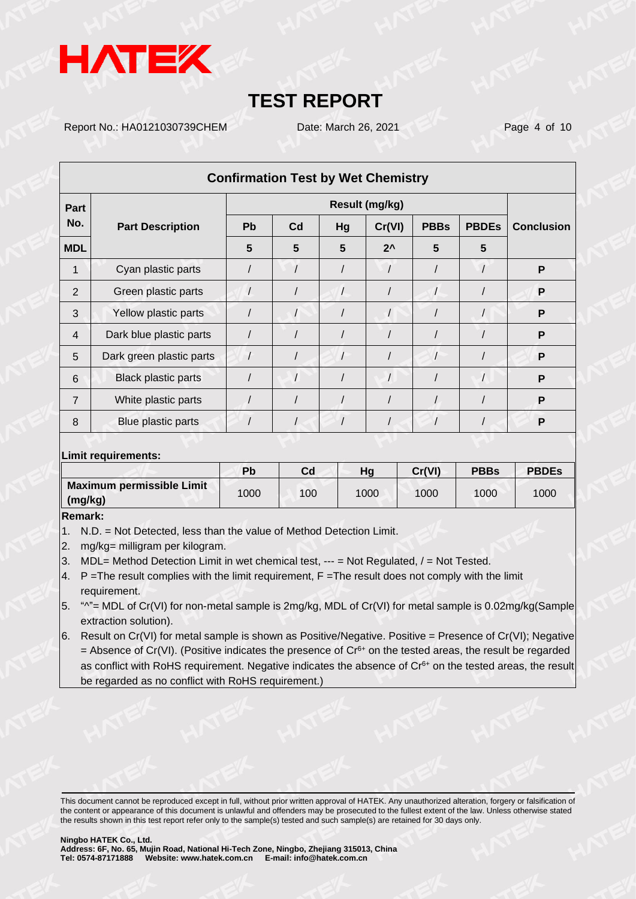# TEST REPORT

Report No.: HA0121030739CHEM    Date: March 26, 2021

## Confirmation Test by Wet Chemistry

| Part No. | Part Description | Result (mg/kg) | | | | | | Conclusion |
|---|---|---|---|---|---|---|---|---|
| | | Pb | Cd | Hg | Cr(VI) | PBBs | PBDEs | |
| MDL | | 5 | 5 | 5 | 2^ | 5 | 5 | |
| 1 | Cyan plastic parts | / | / | / | / | / | / | P |
| 2 | Green plastic parts | / | / | / | / | / | / | P |
| 3 | Yellow plastic parts | / | / | / | / | / | / | P |
| 4 | Dark blue plastic parts | / | / | / | / | / | / | P |
| 5 | Dark green plastic parts | / | / | / | / | / | / | P |
| 6 | Black plastic parts | / | / | / | / | / | / | P |
| 7 | White plastic parts | / | / | / | / | / | / | P |
| 8 | Blue plastic parts | / | / | / | / | / | / | P |

**Limit requirements:**

| | Pb | Cd | Hg | Cr(VI) | PBBs | PBDEs |
|---|---|---|---|---|---|---|
| **Maximum permissible Limit (mg/kg)** | 1000 | 100 | 1000 | 1000 | 1000 | 1000 |

**Remark:**

1. N.D. = Not Detected, less than the value of Method Detection Limit.
2. mg/kg= milligram per kilogram.
3. MDL= Method Detection Limit in wet chemical test, --- = Not Regulated, / = Not Tested.
4. P =The result complies with the limit requirement, F =The result does not comply with the limit requirement.
5. "^"= MDL of Cr(VI) for non-metal sample is 2mg/kg, MDL of Cr(VI) for metal sample is 0.02mg/kg(Sample extraction solution).
6. Result on Cr(VI) for metal sample is shown as Positive/Negative. Positive = Presence of Cr(VI); Negative = Absence of Cr(VI). (Positive indicates the presence of $Cr^{6+}$ on the tested areas, the result be regarded as conflict with RoHS requirement. Negative indicates the absence of $Cr^{6+}$ on the tested areas, the result be regarded as no conflict with RoHS requirement.)

This document cannot be reproduced except in full, without prior written approval of HATEK. Any unauthorized alteration, forgery or falsification of the content or appearance of this document is unlawful and offenders may be prosecuted to the fullest extent of the law. Unless otherwise stated the results shown in this test report refer only to the sample(s) tested and such sample(s) are retained for 30 days only.

**Ningbo HATEK Co., Ltd.**
**Address: 6F, No. 65, Mujin Road, National Hi-Tech Zone, Ningbo, Zhejiang 315013, China**
**Tel: 0574-87171888    Website: www.hatek.com.cn    E-mail: info@hatek.com.cn**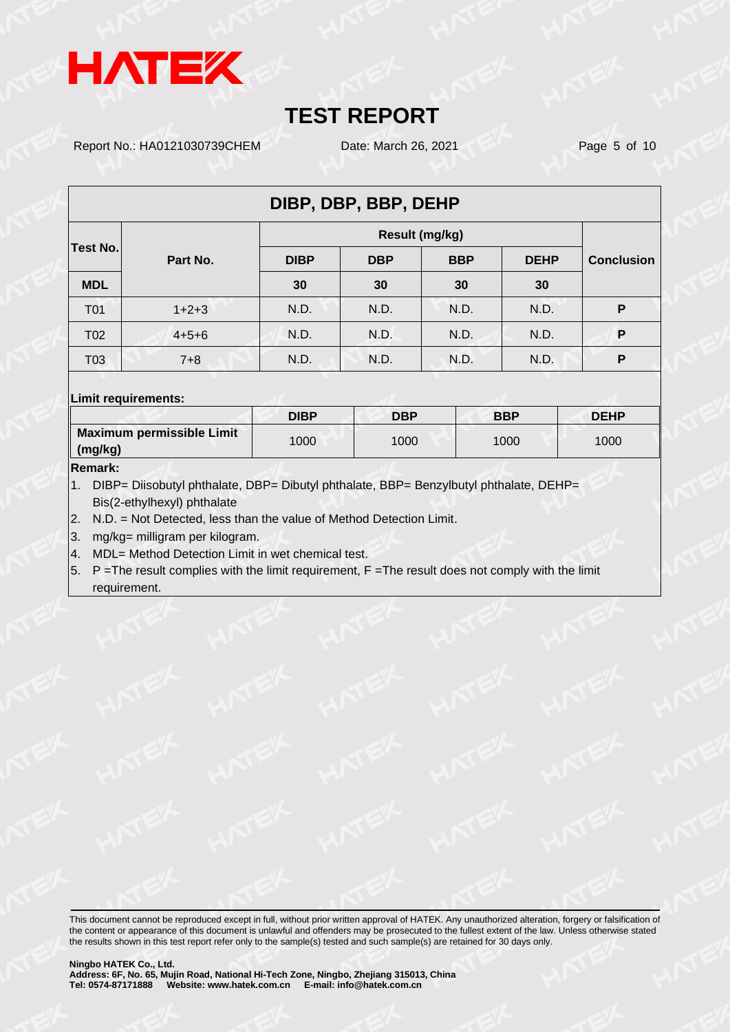## DIBP, DBP, BBP, DEHP

| Test No. | Part No. | Result (mg/kg) | | | | Conclusion |
|---|---|---|---|---|---|---|
| | | DIBP | DBP | BBP | DEHP | |
| MDL | | 30 | 30 | 30 | 30 | |
| T01 | 1+2+3 | N.D. | N.D. | N.D. | N.D. | P |
| T02 | 4+5+6 | N.D. | N.D. | N.D. | N.D. | P |
| T03 | 7+8 | N.D. | N.D. | N.D. | N.D. | P |

**Limit requirements:**

| | DIBP | DBP | BBP | DEHP |
|---|---|---|---|---|
| **Maximum permissible Limit (mg/kg)** | 1000 | 1000 | 1000 | 1000 |

**Remark:**

1. DIBP= Diisobutyl phthalate, DBP= Dibutyl phthalate, BBP= Benzylbutyl phthalate, DEHP= Bis(2-ethylhexyl) phthalate
2. N.D. = Not Detected, less than the value of Method Detection Limit.
3. mg/kg= milligram per kilogram.
4. MDL= Method Detection Limit in wet chemical test.
5. P =The result complies with the limit requirement, F =The result does not comply with the limit requirement.

This document cannot be reproduced except in full, without prior written approval of HATEK. Any unauthorized alteration, forgery or falsification of the content or appearance of this document is unlawful and offenders may be prosecuted to the fullest extent of the law. Unless otherwise stated the results shown in this test report refer only to the sample(s) tested and such sample(s) are retained for 30 days only.

**Ningbo HATEK Co., Ltd.**
**Address: 6F, No. 65, Mujin Road, National Hi-Tech Zone, Ningbo, Zhejiang 315013, China**
**Tel: 0574-87171888 Website: www.hatek.com.cn E-mail: info@hatek.com.cn**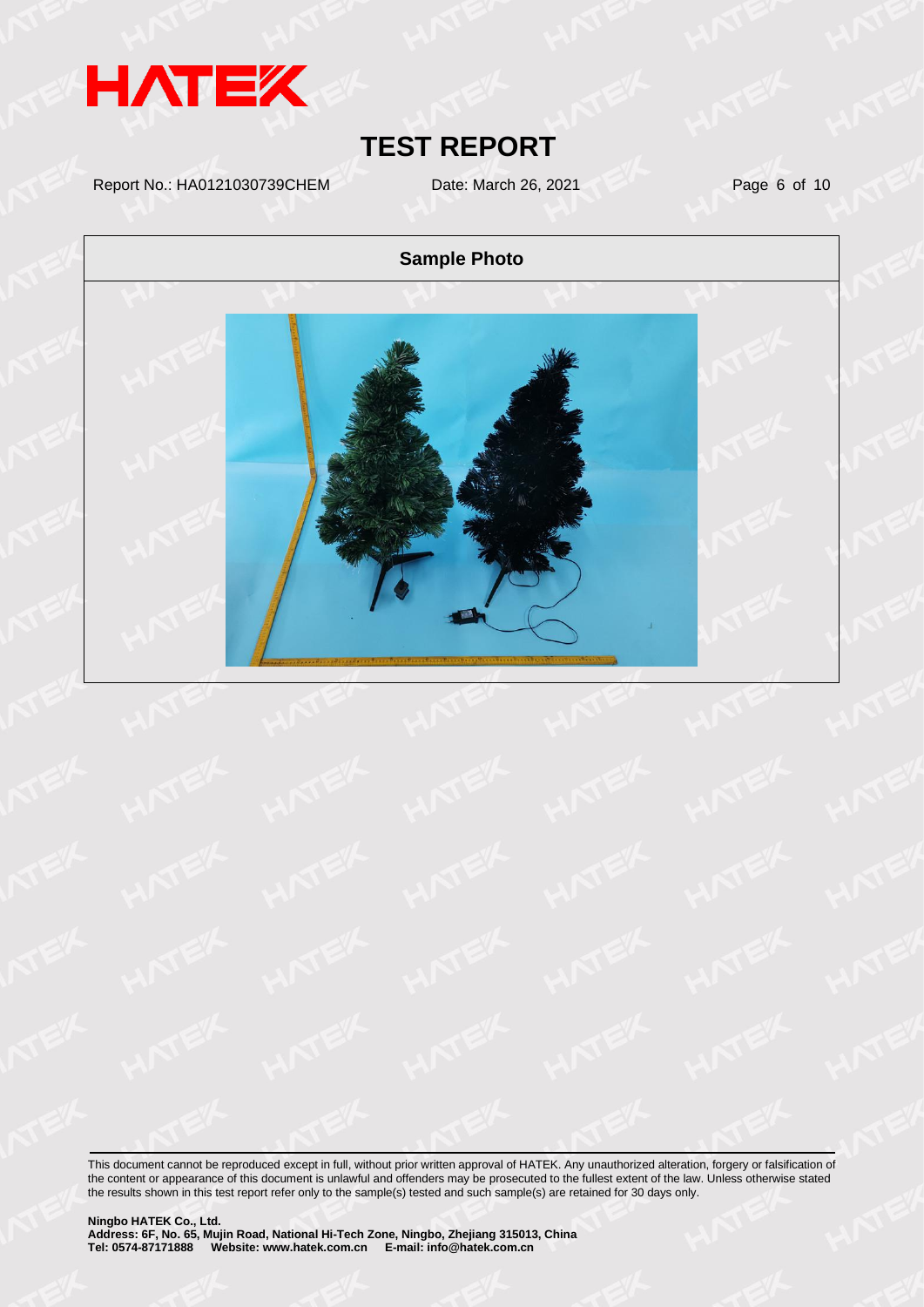# TEST REPORT

Report No.: HA0121030739CHEM Date: March 26, 2021

## Sample Photo

This document cannot be reproduced except in full, without prior written approval of HATEK. Any unauthorized alteration, forgery or falsification of the content or appearance of this document is unlawful and offenders may be prosecuted to the fullest extent of the law. Unless otherwise stated the results shown in this test report refer only to the sample(s) tested and such sample(s) are retained for 30 days only.

**Ningbo HATEK Co., Ltd.**
**Address: 6F, No. 65, Mujin Road, National Hi-Tech Zone, Ningbo, Zhejiang 315013, China**
**Tel: 0574-87171888 Website: www.hatek.com.cn E-mail: info@hatek.com.cn**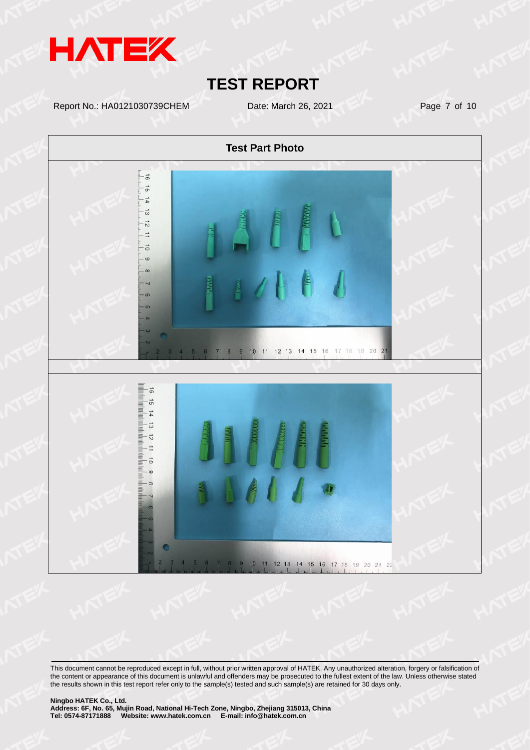# TEST REPORT

Report No.: HA0121030739CHEM Date: March 26, 2021

**Test Part Photo**

This document cannot be reproduced except in full, without prior written approval of HATEK. Any unauthorized alteration, forgery or falsification of the content or appearance of this document is unlawful and offenders may be prosecuted to the fullest extent of the law. Unless otherwise stated the results shown in this test report refer only to the sample(s) tested and such sample(s) are retained for 30 days only.

**Ningbo HATEK Co., Ltd.**
**Address: 6F, No. 65, Mujin Road, National Hi-Tech Zone, Ningbo, Zhejiang 315013, China**
**Tel: 0574-87171888 Website: www.hatek.com.cn E-mail: info@hatek.com.cn**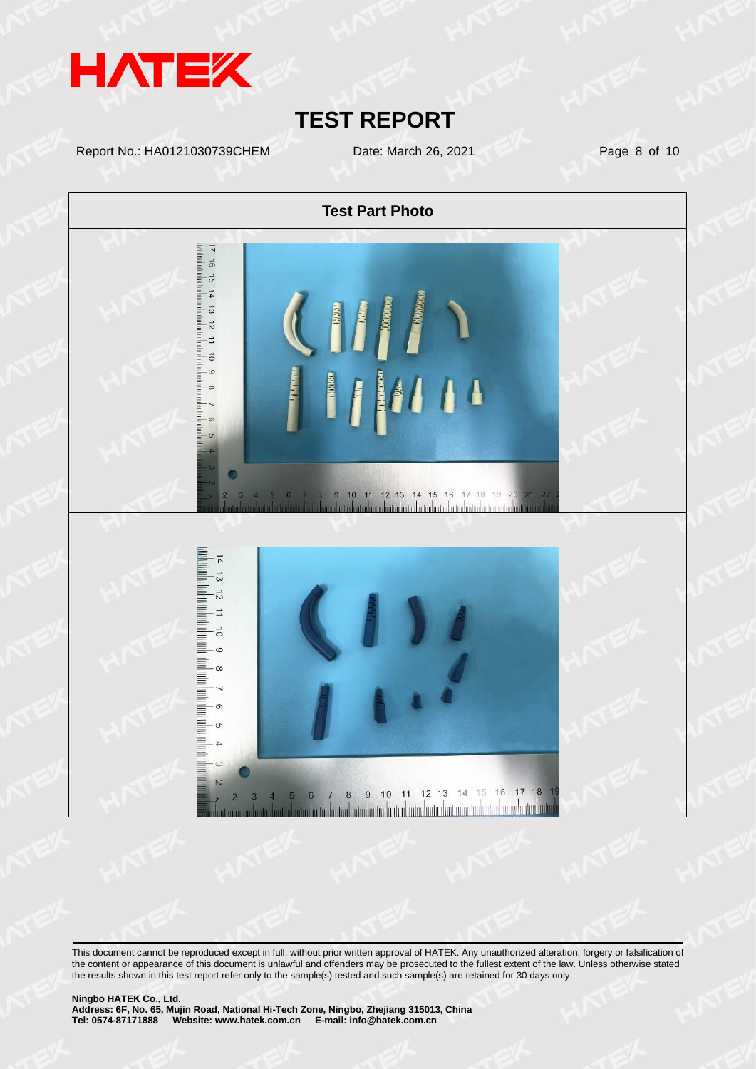## Test Part Photo

This document cannot be reproduced except in full, without prior written approval of HATEK. Any unauthorized alteration, forgery or falsification of the content or appearance of this document is unlawful and offenders may be prosecuted to the fullest extent of the law. Unless otherwise stated the results shown in this test report refer only to the sample(s) tested and such sample(s) are retained for 30 days only.

**Ningbo HATEK Co., Ltd.**
**Address: 6F, No. 65, Mujin Road, National Hi-Tech Zone, Ningbo, Zhejiang 315013, China**
**Tel: 0574-87171888 Website: www.hatek.com.cn E-mail: info@hatek.com.cn**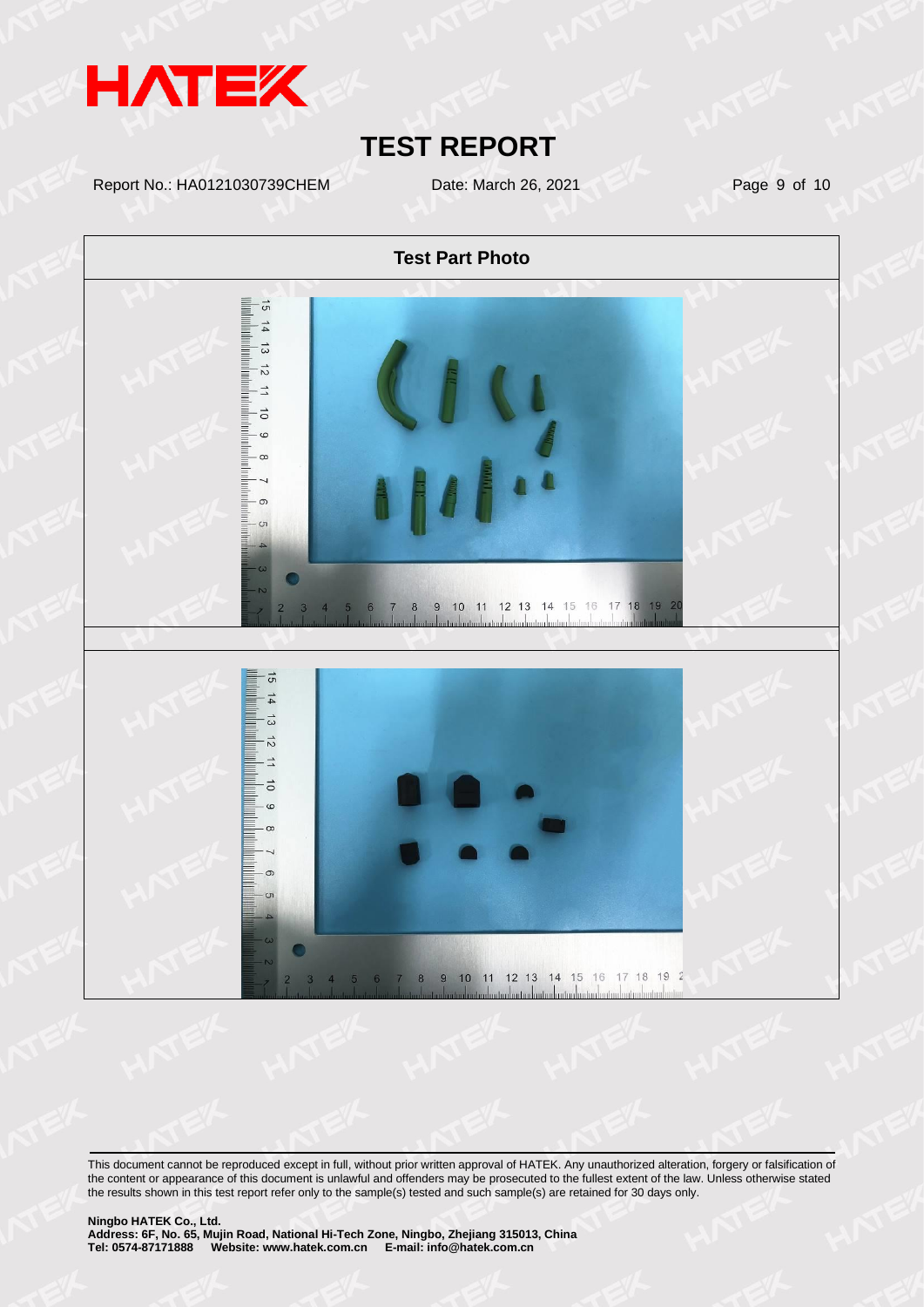# TEST REPORT

Report No.: HA0121030739CHEM Date: March 26, 2021

| Test Part Photo |
| --- |
| |
| |

This document cannot be reproduced except in full, without prior written approval of HATEK. Any unauthorized alteration, forgery or falsification of the content or appearance of this document is unlawful and offenders may be prosecuted to the fullest extent of the law. Unless otherwise stated the results shown in this test report refer only to the sample(s) tested and such sample(s) are retained for 30 days only.

**Ningbo HATEK Co., Ltd.**
**Address: 6F, No. 65, Mujin Road, National Hi-Tech Zone, Ningbo, Zhejiang 315013, China**
**Tel: 0574-87171888 Website: www.hatek.com.cn E-mail: info@hatek.com.cn**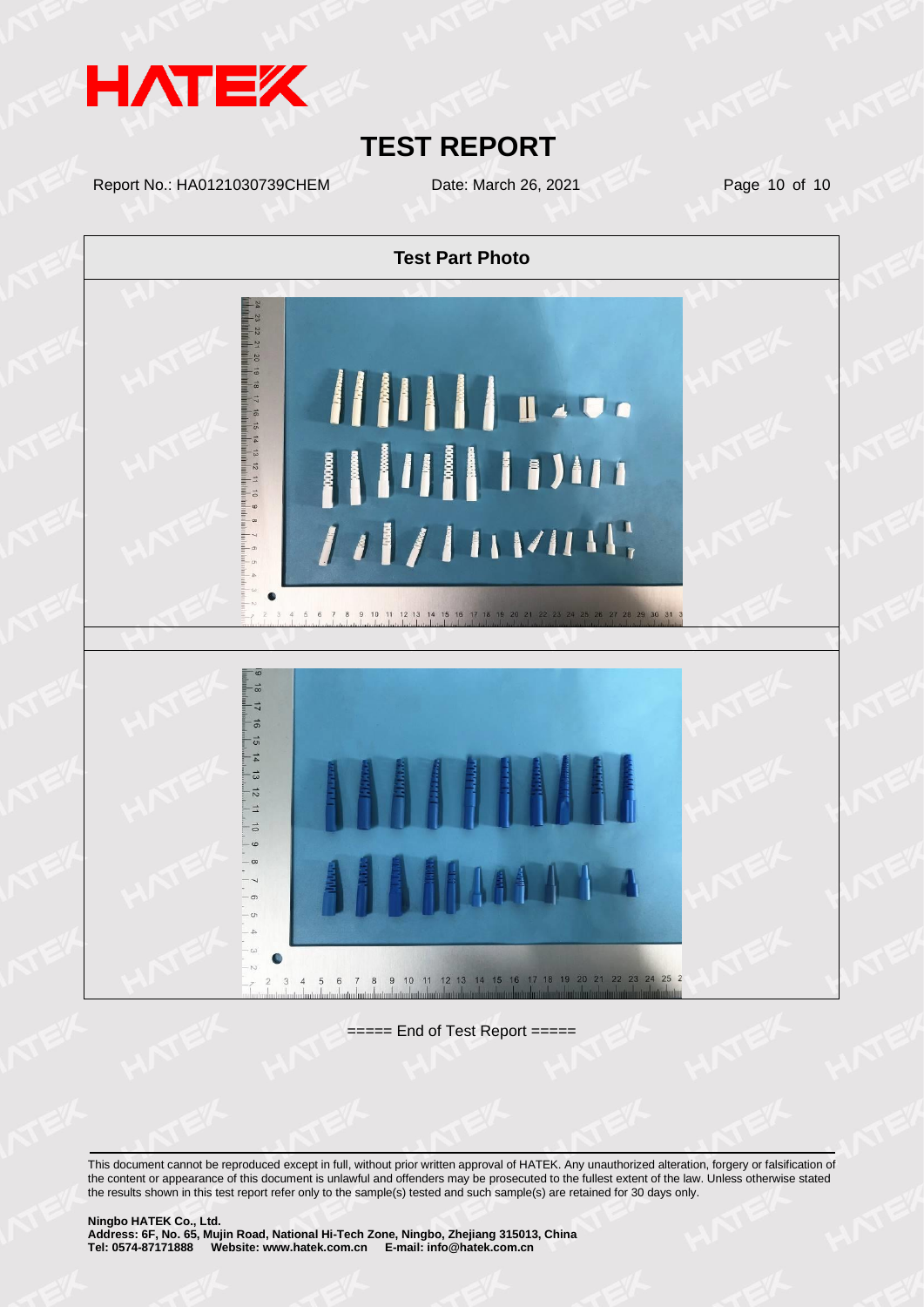## Test Part Photo

===== End of Test Report =====

This document cannot be reproduced except in full, without prior written approval of HATEK. Any unauthorized alteration, forgery or falsification of the content or appearance of this document is unlawful and offenders may be prosecuted to the fullest extent of the law. Unless otherwise stated the results shown in this test report refer only to the sample(s) tested and such sample(s) are retained for 30 days only.

**Ningbo HATEK Co., Ltd.**
**Address: 6F, No. 65, Mujin Road, National Hi-Tech Zone, Ningbo, Zhejiang 315013, China**
**Tel: 0574-87171888 Website: www.hatek.com.cn E-mail: info@hatek.com.cn**